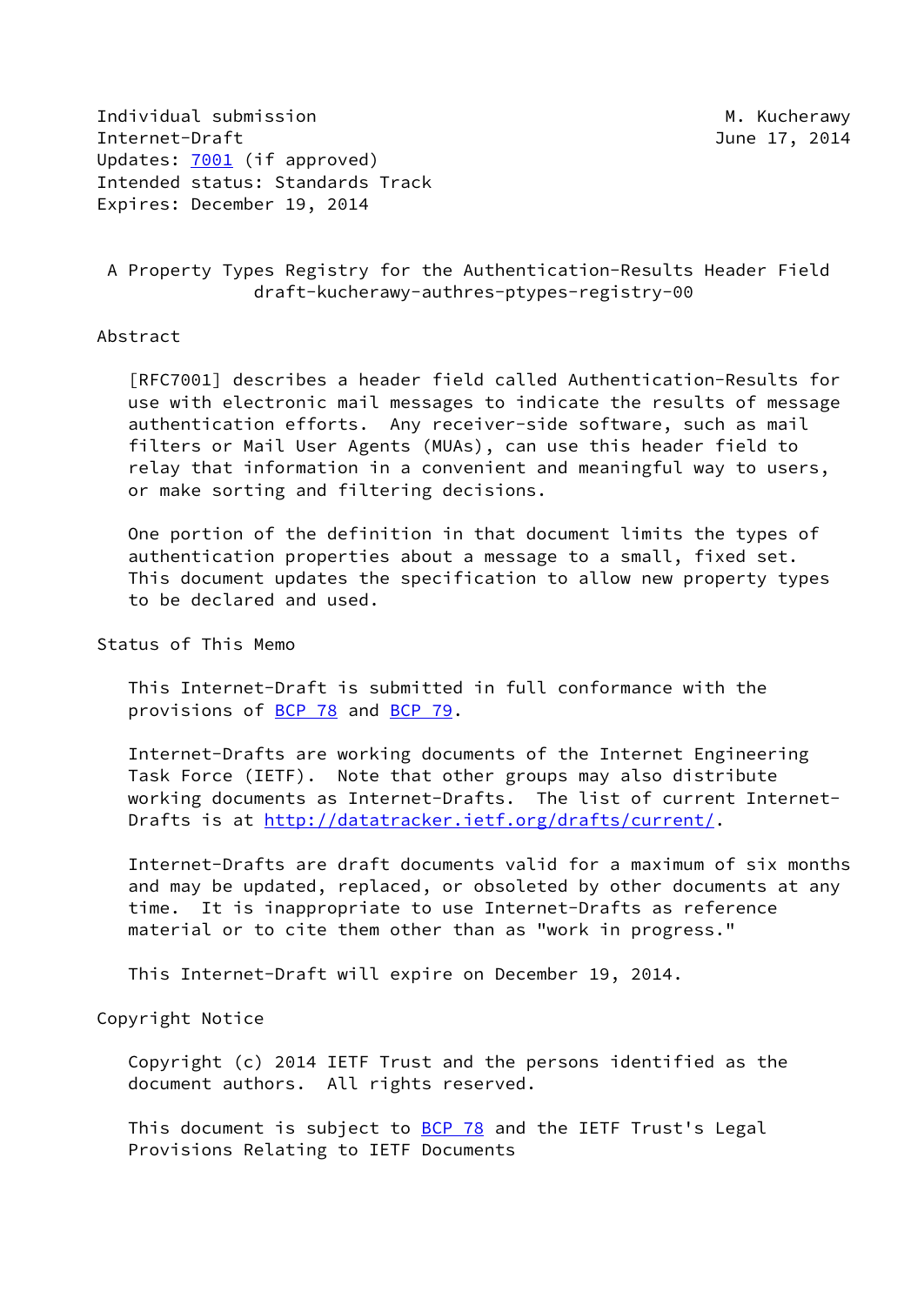Individual submission M. Kucherawy
Internet-Draft June 17, 2014
Updates: 7001 (if approved)
Intended status: Standards Track
Expires: December 19, 2014

# A Property Types Registry for the Authentication-Results Header Field
draft-kucherawy-authres-ptypes-registry-00

## Abstract

[RFC7001] describes a header field called Authentication-Results for use with electronic mail messages to indicate the results of message authentication efforts. Any receiver-side software, such as mail filters or Mail User Agents (MUAs), can use this header field to relay that information in a convenient and meaningful way to users, or make sorting and filtering decisions.

One portion of the definition in that document limits the types of authentication properties about a message to a small, fixed set. This document updates the specification to allow new property types to be declared and used.

## Status of This Memo

This Internet-Draft is submitted in full conformance with the provisions of BCP 78 and BCP 79.

Internet-Drafts are working documents of the Internet Engineering Task Force (IETF). Note that other groups may also distribute working documents as Internet-Drafts. The list of current Internet-Drafts is at http://datatracker.ietf.org/drafts/current/.

Internet-Drafts are draft documents valid for a maximum of six months and may be updated, replaced, or obsoleted by other documents at any time. It is inappropriate to use Internet-Drafts as reference material or to cite them other than as "work in progress."

This Internet-Draft will expire on December 19, 2014.

## Copyright Notice

Copyright (c) 2014 IETF Trust and the persons identified as the document authors. All rights reserved.

This document is subject to BCP 78 and the IETF Trust's Legal Provisions Relating to IETF Documents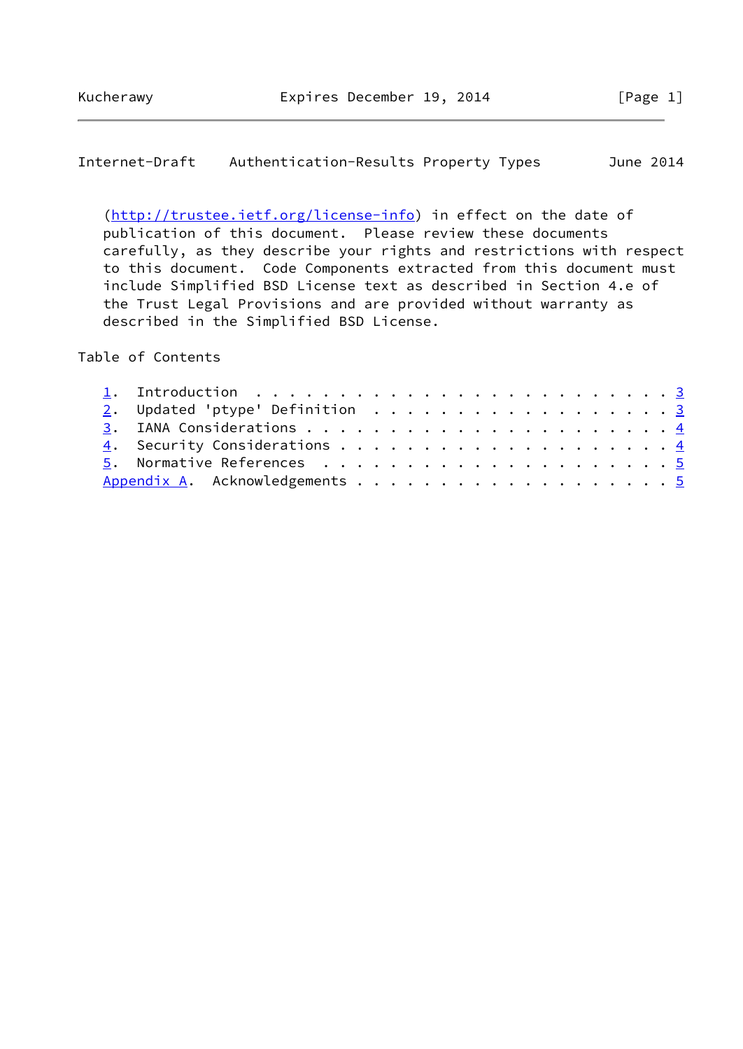(http://trustee.ietf.org/license-info) in effect on the date of publication of this document. Please review these documents carefully, as they describe your rights and restrictions with respect to this document. Code Components extracted from this document must include Simplified BSD License text as described in Section 4.e of the Trust Legal Provisions and are provided without warranty as described in the Simplified BSD License.

## Table of Contents

1. Introduction . . . . . . . . . . . . . . . . . . . . . . . . . 3
2. Updated 'ptype' Definition . . . . . . . . . . . . . . . . . . 3
3. IANA Considerations . . . . . . . . . . . . . . . . . . . . . 4
4. Security Considerations . . . . . . . . . . . . . . . . . . . 4
5. Normative References . . . . . . . . . . . . . . . . . . . . 5

Appendix A. Acknowledgements . . . . . . . . . . . . . . . . . . . 5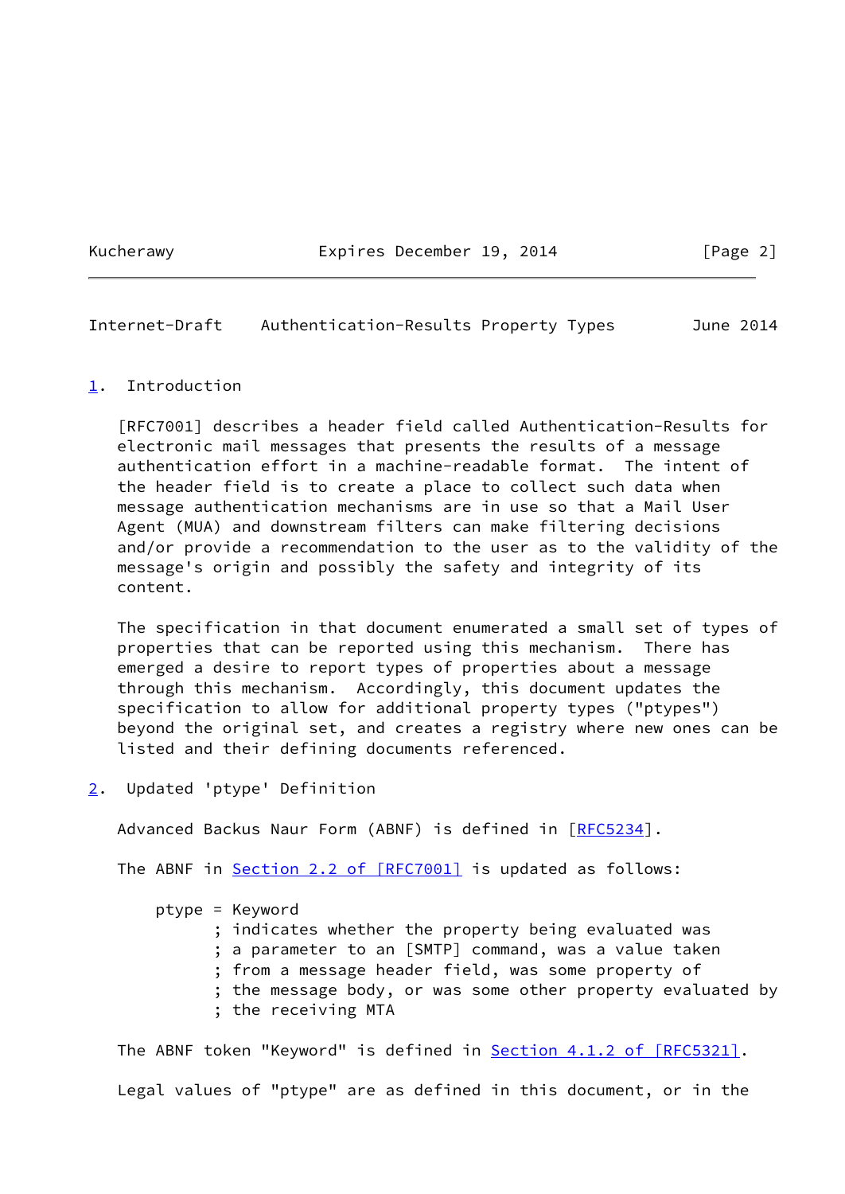## 1. Introduction

[RFC7001] describes a header field called Authentication-Results for electronic mail messages that presents the results of a message authentication effort in a machine-readable format. The intent of the header field is to create a place to collect such data when message authentication mechanisms are in use so that a Mail User Agent (MUA) and downstream filters can make filtering decisions and/or provide a recommendation to the user as to the validity of the message's origin and possibly the safety and integrity of its content.

The specification in that document enumerated a small set of types of properties that can be reported using this mechanism. There has emerged a desire to report types of properties about a message through this mechanism. Accordingly, this document updates the specification to allow for additional property types ("ptypes") beyond the original set, and creates a registry where new ones can be listed and their defining documents referenced.

## 2. Updated 'ptype' Definition

Advanced Backus Naur Form (ABNF) is defined in [RFC5234].

The ABNF in Section 2.2 of [RFC7001] is updated as follows:

```
ptype = Keyword
      ; indicates whether the property being evaluated was
      ; a parameter to an [SMTP] command, was a value taken
      ; from a message header field, was some property of
      ; the message body, or was some other property evaluated by
      ; the receiving MTA
```

The ABNF token "Keyword" is defined in Section 4.1.2 of [RFC5321].

Legal values of "ptype" are as defined in this document, or in the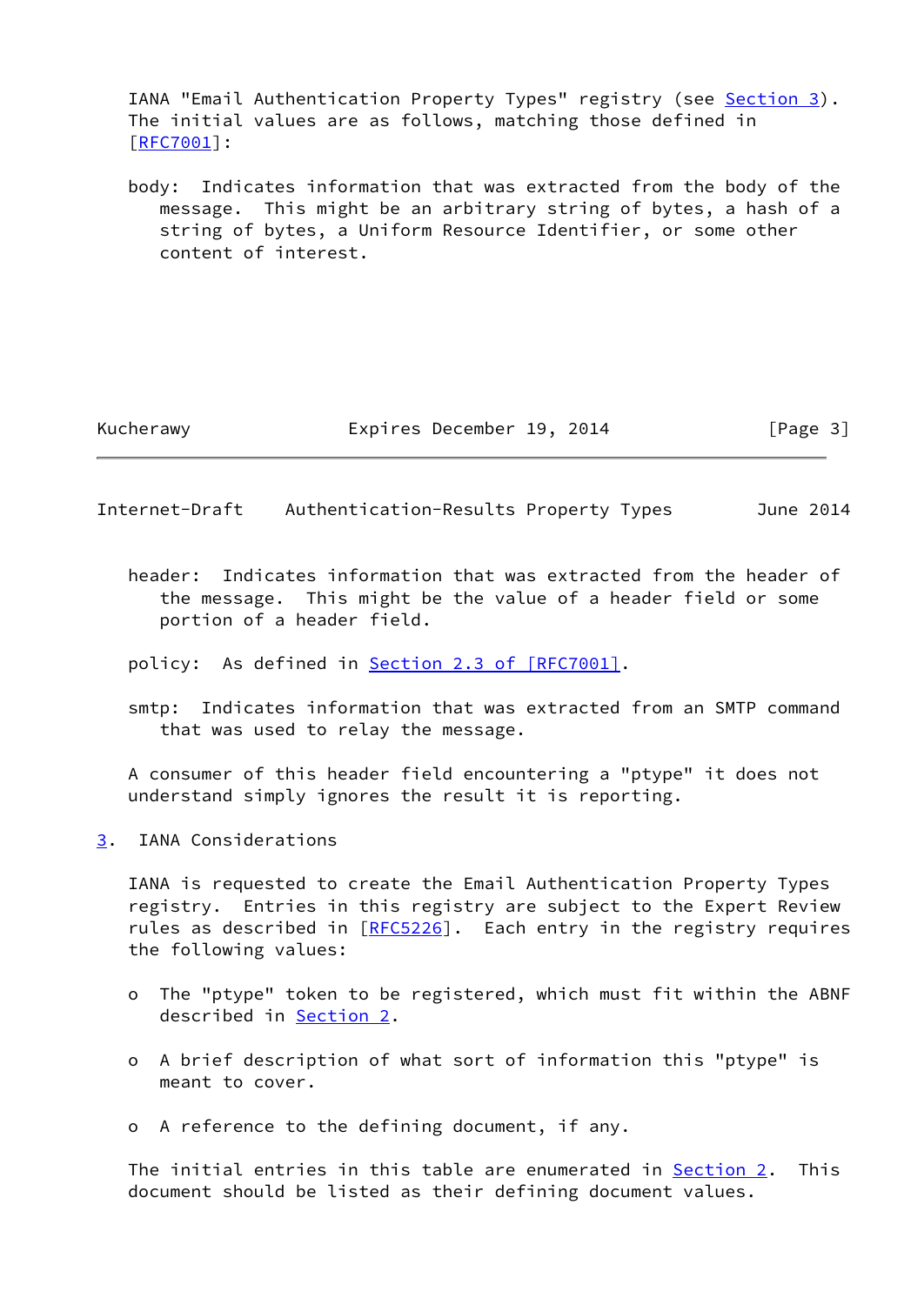IANA "Email Authentication Property Types" registry (see Section 3). The initial values are as follows, matching those defined in [RFC7001]:

body: Indicates information that was extracted from the body of the message. This might be an arbitrary string of bytes, a hash of a string of bytes, a Uniform Resource Identifier, or some other content of interest.

header: Indicates information that was extracted from the header of the message. This might be the value of a header field or some portion of a header field.

policy: As defined in Section 2.3 of [RFC7001].

smtp: Indicates information that was extracted from an SMTP command that was used to relay the message.

A consumer of this header field encountering a "ptype" it does not understand simply ignores the result it is reporting.

## 3. IANA Considerations

IANA is requested to create the Email Authentication Property Types registry. Entries in this registry are subject to the Expert Review rules as described in [RFC5226]. Each entry in the registry requires the following values:

- The "ptype" token to be registered, which must fit within the ABNF described in Section 2.
- A brief description of what sort of information this "ptype" is meant to cover.
- A reference to the defining document, if any.

The initial entries in this table are enumerated in Section 2. This document should be listed as their defining document values.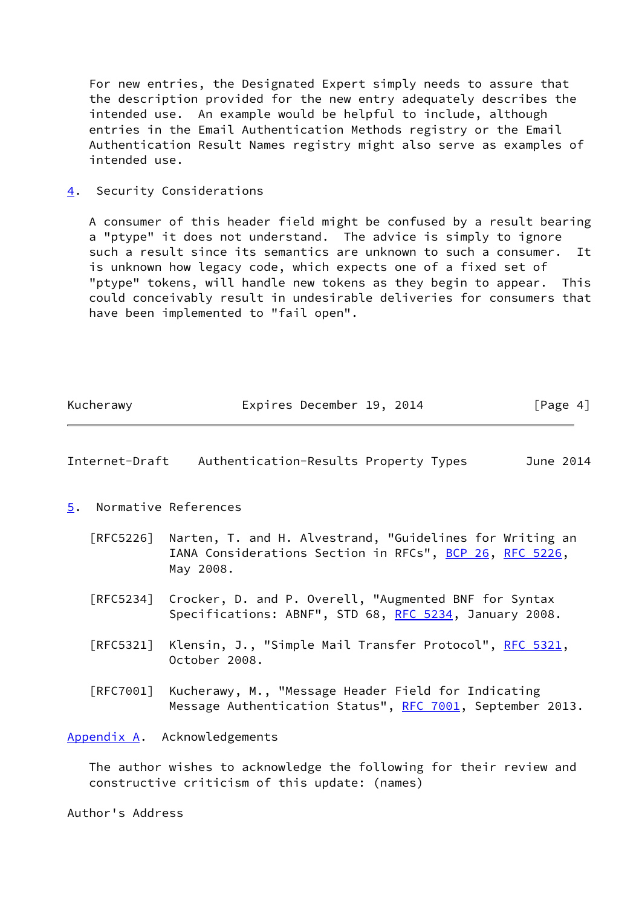For new entries, the Designated Expert simply needs to assure that the description provided for the new entry adequately describes the intended use. An example would be helpful to include, although entries in the Email Authentication Methods registry or the Email Authentication Result Names registry might also serve as examples of intended use.

## 4. Security Considerations

A consumer of this header field might be confused by a result bearing a "ptype" it does not understand. The advice is simply to ignore such a result since its semantics are unknown to such a consumer. It is unknown how legacy code, which expects one of a fixed set of "ptype" tokens, will handle new tokens as they begin to appear. This could conceivably result in undesirable deliveries for consumers that have been implemented to "fail open".

## 5. Normative References

[RFC5226] Narten, T. and H. Alvestrand, "Guidelines for Writing an IANA Considerations Section in RFCs", BCP 26, RFC 5226, May 2008.

[RFC5234] Crocker, D. and P. Overell, "Augmented BNF for Syntax Specifications: ABNF", STD 68, RFC 5234, January 2008.

[RFC5321] Klensin, J., "Simple Mail Transfer Protocol", RFC 5321, October 2008.

[RFC7001] Kucherawy, M., "Message Header Field for Indicating Message Authentication Status", RFC 7001, September 2013.

## Appendix A. Acknowledgements

The author wishes to acknowledge the following for their review and constructive criticism of this update: (names)

## Author's Address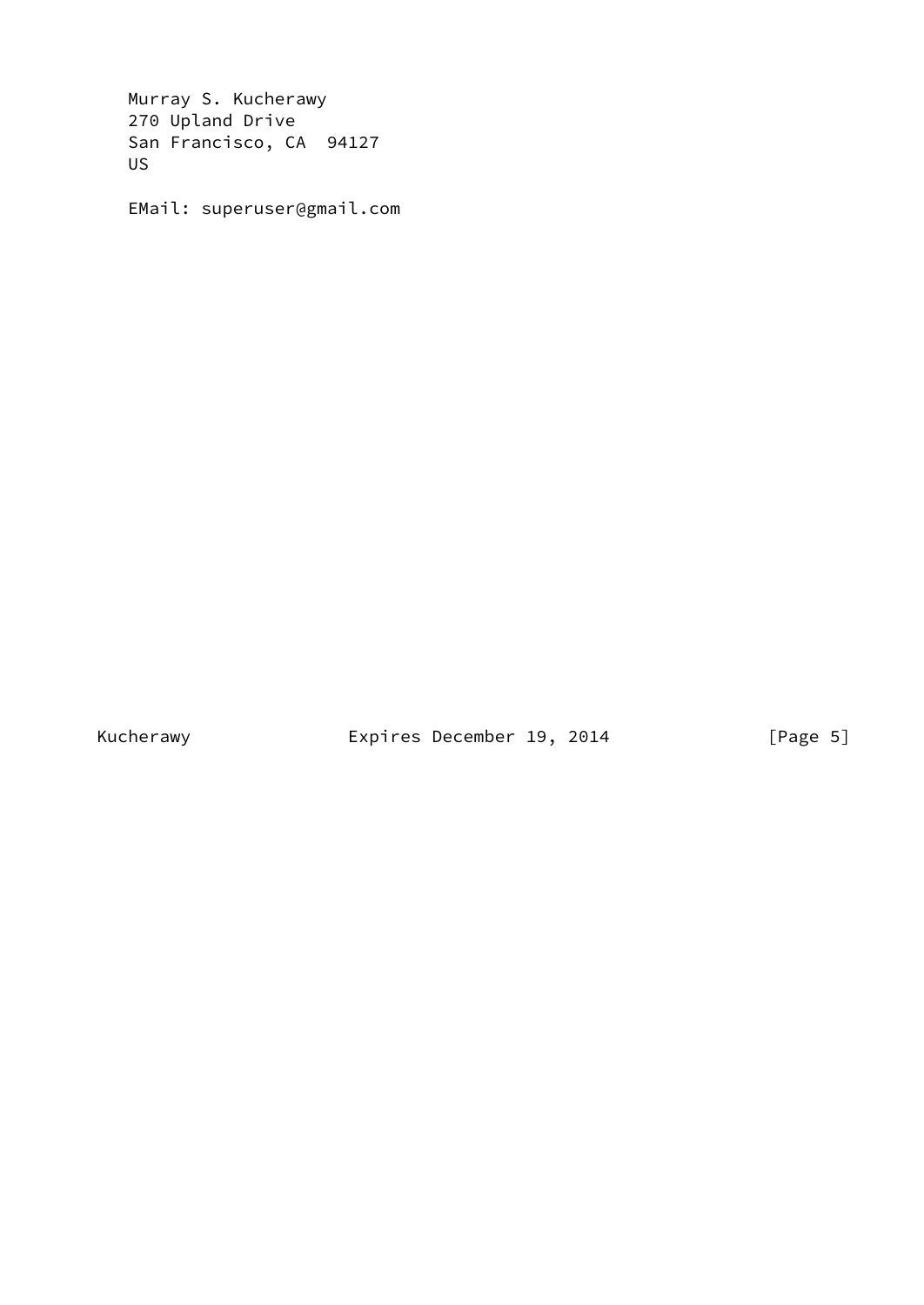Murray S. Kucherawy
270 Upland Drive
San Francisco, CA  94127
US

EMail: superuser@gmail.com